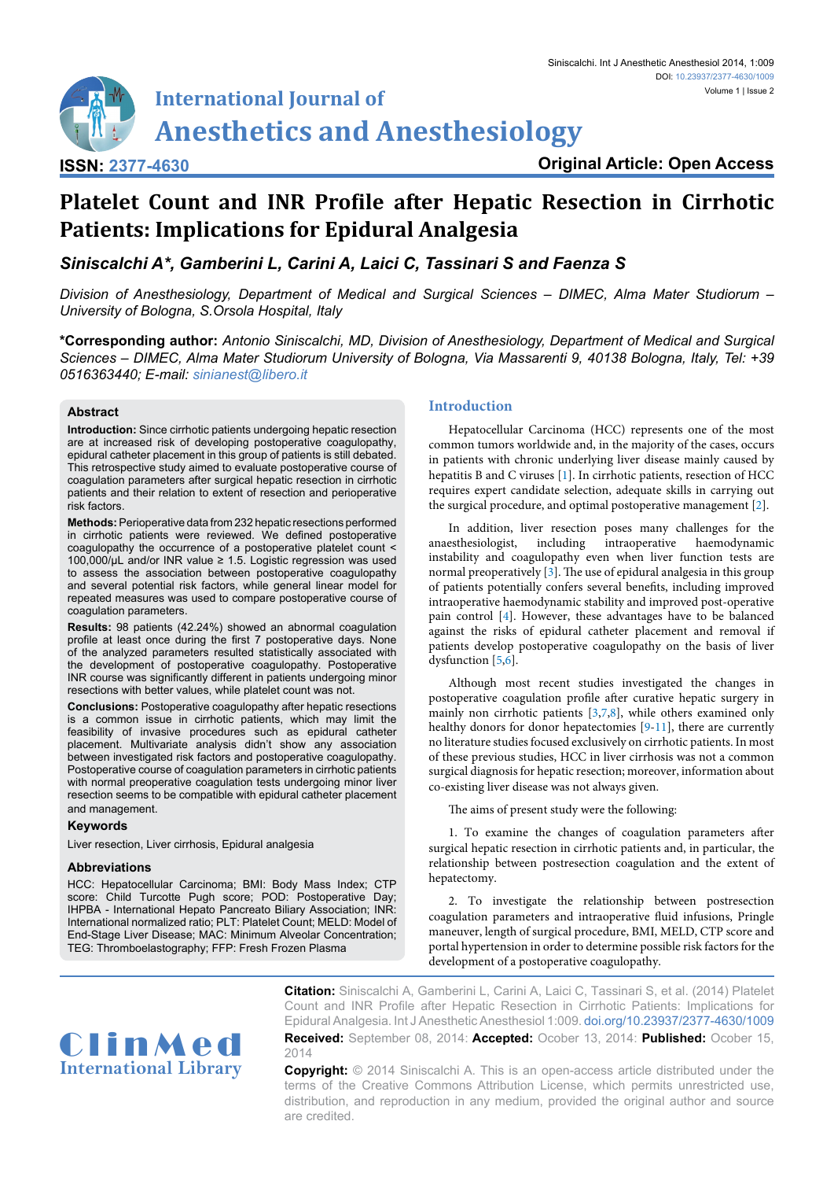**ISSN: 2377-4630**

**Original Article: Open Access**

# Platelet Count and INR Profile after Hepatic Resection in Cirrhotic Patients: Implications for Epidural Analgesia

***Siniscalchi A\*, Gamberini L, Carini A, Laici C, Tassinari S and Faenza S***

*Division of Anesthesiology, Department of Medical and Surgical Sciences – DIMEC, Alma Mater Studiorum – University of Bologna, S.Orsola Hospital, Italy*

**\*Corresponding author:** *Antonio Siniscalchi, MD, Division of Anesthesiology, Department of Medical and Surgical Sciences – DIMEC, Alma Mater Studiorum University of Bologna, Via Massarenti 9, 40138 Bologna, Italy, Tel: +39 0516363440; E-mail: sinianest@libero.it*

## Abstract

**Introduction:** Since cirrhotic patients undergoing hepatic resection are at increased risk of developing postoperative coagulopathy, epidural catheter placement in this group of patients is still debated. This retrospective study aimed to evaluate postoperative course of coagulation parameters after surgical hepatic resection in cirrhotic patients and their relation to extent of resection and perioperative risk factors.

**Methods:** Perioperative data from 232 hepatic resections performed in cirrhotic patients were reviewed. We defined postoperative coagulopathy the occurrence of a postoperative platelet count < 100,000/µL and/or INR value ≥ 1.5. Logistic regression was used to assess the association between postoperative coagulopathy and several potential risk factors, while general linear model for repeated measures was used to compare postoperative course of coagulation parameters.

**Results:** 98 patients (42.24%) showed an abnormal coagulation profile at least once during the first 7 postoperative days. None of the analyzed parameters resulted statistically associated with the development of postoperative coagulopathy. Postoperative INR course was significantly different in patients undergoing minor resections with better values, while platelet count was not.

**Conclusions:** Postoperative coagulopathy after hepatic resections is a common issue in cirrhotic patients, which may limit the feasibility of invasive procedures such as epidural catheter placement. Multivariate analysis didn't show any association between investigated risk factors and postoperative coagulopathy. Postoperative course of coagulation parameters in cirrhotic patients with normal preoperative coagulation tests undergoing minor liver resection seems to be compatible with epidural catheter placement and management.

### Keywords

Liver resection, Liver cirrhosis, Epidural analgesia

### Abbreviations

HCC: Hepatocellular Carcinoma; BMI: Body Mass Index; CTP score: Child Turcotte Pugh score; POD: Postoperative Day; IHPBA - International Hepato Pancreato Biliary Association; INR: International normalized ratio; PLT: Platelet Count; MELD: Model of End-Stage Liver Disease; MAC: Minimum Alveolar Concentration; TEG: Thromboelastography; FFP: Fresh Frozen Plasma

## Introduction

Hepatocellular Carcinoma (HCC) represents one of the most common tumors worldwide and, in the majority of the cases, occurs in patients with chronic underlying liver disease mainly caused by hepatitis B and C viruses [1]. In cirrhotic patients, resection of HCC requires expert candidate selection, adequate skills in carrying out the surgical procedure, and optimal postoperative management [2].

In addition, liver resection poses many challenges for the anaesthesiologist, including intraoperative haemodynamic instability and coagulopathy even when liver function tests are normal preoperatively [3]. The use of epidural analgesia in this group of patients potentially confers several benefits, including improved intraoperative haemodynamic stability and improved post-operative pain control [4]. However, these advantages have to be balanced against the risks of epidural catheter placement and removal if patients develop postoperative coagulopathy on the basis of liver dysfunction [5,6].

Although most recent studies investigated the changes in postoperative coagulation profile after curative hepatic surgery in mainly non cirrhotic patients [3,7,8], while others examined only healthy donors for donor hepatectomies [9-11], there are currently no literature studies focused exclusively on cirrhotic patients. In most of these previous studies, HCC in liver cirrhosis was not a common surgical diagnosis for hepatic resection; moreover, information about co-existing liver disease was not always given.

The aims of present study were the following:

1. To examine the changes of coagulation parameters after surgical hepatic resection in cirrhotic patients and, in particular, the relationship between postresection coagulation and the extent of hepatectomy.

2. To investigate the relationship between postresection coagulation parameters and intraoperative fluid infusions, Pringle maneuver, length of surgical procedure, BMI, MELD, CTP score and portal hypertension in order to determine possible risk factors for the development of a postoperative coagulopathy.

**Citation:** Siniscalchi A, Gamberini L, Carini A, Laici C, Tassinari S, et al. (2014) Platelet Count and INR Profile after Hepatic Resection in Cirrhotic Patients: Implications for Epidural Analgesia. Int J Anesthetic Anesthesiol 1:009. doi.org/10.23937/2377-4630/1009

**Received:** September 08, 2014: **Accepted:** Ocober 13, 2014: **Published:** Ocober 15, 2014

**Copyright:** © 2014 Siniscalchi A. This is an open-access article distributed under the terms of the Creative Commons Attribution License, which permits unrestricted use, distribution, and reproduction in any medium, provided the original author and source are credited.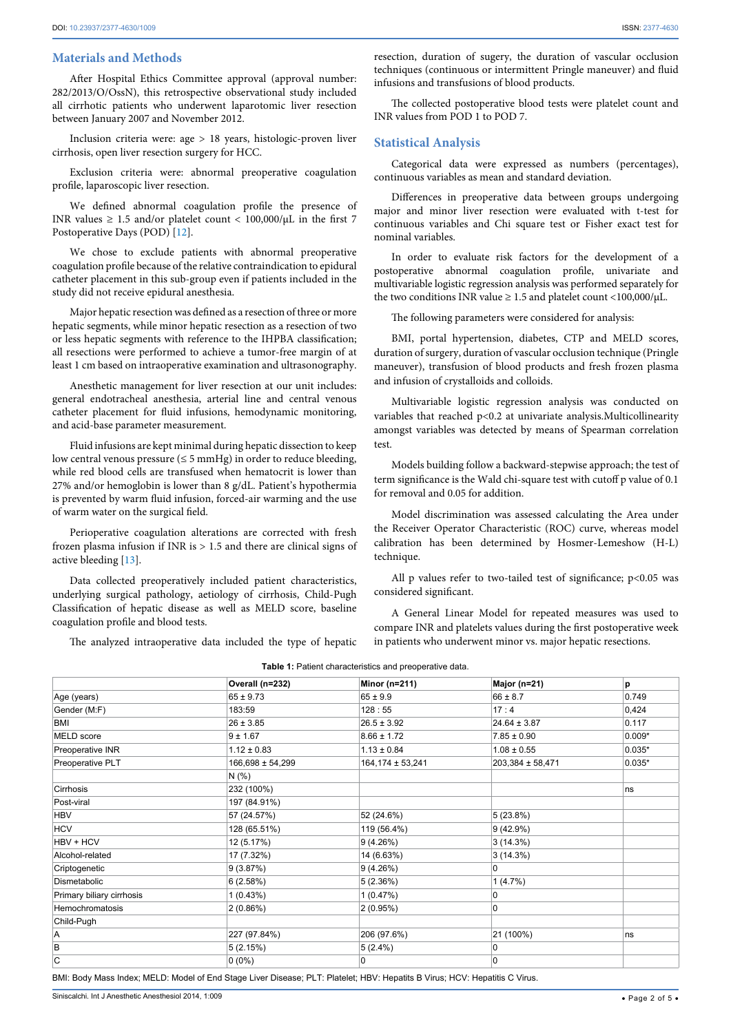## Materials and Methods

After Hospital Ethics Committee approval (approval number: 282/2013/O/OssN), this retrospective observational study included all cirrhotic patients who underwent laparotomic liver resection between January 2007 and November 2012.

Inclusion criteria were: age > 18 years, histologic-proven liver cirrhosis, open liver resection surgery for HCC.

Exclusion criteria were: abnormal preoperative coagulation profile, laparoscopic liver resection.

We defined abnormal coagulation profile the presence of INR values ≥ 1.5 and/or platelet count < 100,000/µL in the first 7 Postoperative Days (POD) [12].

We chose to exclude patients with abnormal preoperative coagulation profile because of the relative contraindication to epidural catheter placement in this sub-group even if patients included in the study did not receive epidural anesthesia.

Major hepatic resection was defined as a resection of three or more hepatic segments, while minor hepatic resection as a resection of two or less hepatic segments with reference to the IHPBA classification; all resections were performed to achieve a tumor-free margin of at least 1 cm based on intraoperative examination and ultrasonography.

Anesthetic management for liver resection at our unit includes: general endotracheal anesthesia, arterial line and central venous catheter placement for fluid infusions, hemodynamic monitoring, and acid-base parameter measurement.

Fluid infusions are kept minimal during hepatic dissection to keep low central venous pressure (≤ 5 mmHg) in order to reduce bleeding, while red blood cells are transfused when hematocrit is lower than 27% and/or hemoglobin is lower than 8 g/dL. Patient's hypothermia is prevented by warm fluid infusion, forced-air warming and the use of warm water on the surgical field.

Perioperative coagulation alterations are corrected with fresh frozen plasma infusion if INR is > 1.5 and there are clinical signs of active bleeding [13].

Data collected preoperatively included patient characteristics, underlying surgical pathology, aetiology of cirrhosis, Child-Pugh Classification of hepatic disease as well as MELD score, baseline coagulation profile and blood tests.

The analyzed intraoperative data included the type of hepatic resection, duration of sugery, the duration of vascular occlusion techniques (continuous or intermittent Pringle maneuver) and fluid infusions and transfusions of blood products.

The collected postoperative blood tests were platelet count and INR values from POD 1 to POD 7.

## Statistical Analysis

Categorical data were expressed as numbers (percentages), continuous variables as mean and standard deviation.

Differences in preoperative data between groups undergoing major and minor liver resection were evaluated with t-test for continuous variables and Chi square test or Fisher exact test for nominal variables.

In order to evaluate risk factors for the development of a postoperative abnormal coagulation profile, univariate and multivariable logistic regression analysis was performed separately for the two conditions INR value ≥ 1.5 and platelet count <100,000/µL.

The following parameters were considered for analysis:

BMI, portal hypertension, diabetes, CTP and MELD scores, duration of surgery, duration of vascular occlusion technique (Pringle maneuver), transfusion of blood products and fresh frozen plasma and infusion of crystalloids and colloids.

Multivariable logistic regression analysis was conducted on variables that reached p<0.2 at univariate analysis.Multicollinearity amongst variables was detected by means of Spearman correlation test.

Models building follow a backward-stepwise approach; the test of term significance is the Wald chi-square test with cutoff p value of 0.1 for removal and 0.05 for addition.

Model discrimination was assessed calculating the Area under the Receiver Operator Characteristic (ROC) curve, whereas model calibration has been determined by Hosmer-Lemeshow (H-L) technique.

All p values refer to two-tailed test of significance; p<0.05 was considered significant.

A General Linear Model for repeated measures was used to compare INR and platelets values during the first postoperative week in patients who underwent minor vs. major hepatic resections.

**Table 1:** Patient characteristics and preoperative data.

| | Overall (n=232) | Minor (n=211) | Major (n=21) | p |
|---|---|---|---|---|
| Age (years) | 65 ± 9.73 | 65 ± 9.9 | 66 ± 8.7 | 0.749 |
| Gender (M:F) | 183:59 | 128 : 55 | 17 : 4 | 0,424 |
| BMI | 26 ± 3.85 | 26.5 ± 3.92 | 24.64 ± 3.87 | 0.117 |
| MELD score | 9 ± 1.67 | 8.66 ± 1.72 | 7.85 ± 0.90 | 0.009* |
| Preoperative INR | 1.12 ± 0.83 | 1.13 ± 0.84 | 1.08 ± 0.55 | 0.035* |
| Preoperative PLT | 166,698 ± 54,299 | 164,174 ± 53,241 | 203,384 ± 58,471 | 0.035* |
| | N (%) | | | |
| Cirrhosis | 232 (100%) | | | ns |
| Post-viral | 197 (84.91%) | | | |
| HBV | 57 (24.57%) | 52 (24.6%) | 5 (23.8%) | |
| HCV | 128 (65.51%) | 119 (56.4%) | 9 (42.9%) | |
| HBV + HCV | 12 (5.17%) | 9 (4.26%) | 3 (14.3%) | |
| Alcohol-related | 17 (7.32%) | 14 (6.63%) | 3 (14.3%) | |
| Criptogenetic | 9 (3.87%) | 9 (4.26%) | 0 | |
| Dismetabolic | 6 (2.58%) | 5 (2.36%) | 1 (4.7%) | |
| Primary biliary cirrhosis | 1 (0.43%) | 1 (0.47%) | 0 | |
| Hemochromatosis | 2 (0.86%) | 2 (0.95%) | 0 | |
| Child-Pugh | | | | |
| A | 227 (97.84%) | 206 (97.6%) | 21 (100%) | ns |
| B | 5 (2.15%) | 5 (2.4%) | 0 | |
| C | 0 (0%) | 0 | 0 | |

BMI: Body Mass Index; MELD: Model of End Stage Liver Disease; PLT: Platelet; HBV: Hepatits B Virus; HCV: Hepatitis C Virus.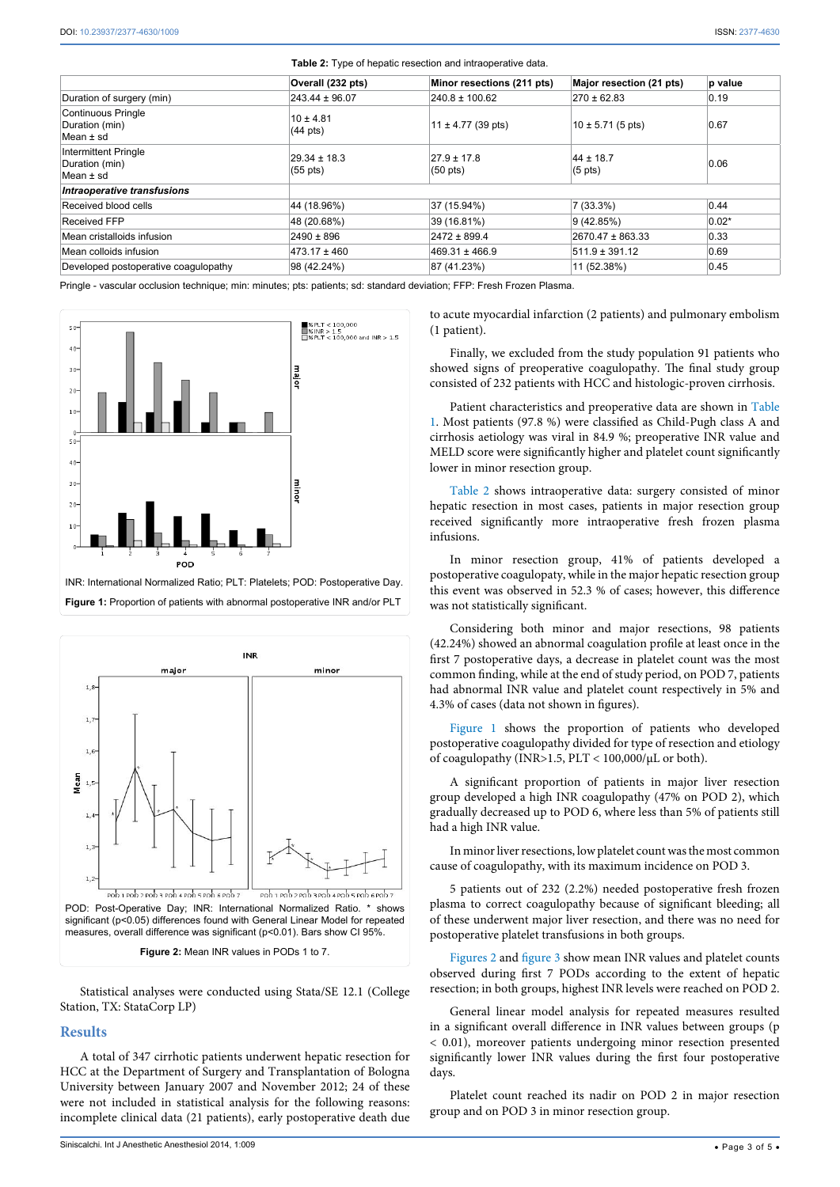**Table 2:** Type of hepatic resection and intraoperative data.

| | Overall (232 pts) | Minor resections (211 pts) | Major resection (21 pts) | p value |
|---|---|---|---|---|
| Duration of surgery (min) | 243.44 ± 96.07 | 240.8 ± 100.62 | 270 ± 62.83 | 0.19 |
| Continuous Pringle Duration (min) Mean ± sd | 10 ± 4.81 (44 pts) | 11 ± 4.77 (39 pts) | 10 ± 5.71 (5 pts) | 0.67 |
| Intermittent Pringle Duration (min) Mean ± sd | 29.34 ± 18.3 (55 pts) | 27.9 ± 17.8 (50 pts) | 44 ± 18.7 (5 pts) | 0.06 |
| ***Intraoperative transfusions*** | | | | |
| Received blood cells | 44 (18.96%) | 37 (15.94%) | 7 (33.3%) | 0.44 |
| Received FFP | 48 (20.68%) | 39 (16.81%) | 9 (42.85%) | 0.02* |
| Mean cristalloids infusion | 2490 ± 896 | 2472 ± 899.4 | 2670.47 ± 863.33 | 0.33 |
| Mean colloids infusion | 473.17 ± 460 | 469.31 ± 466.9 | 511.9 ± 391.12 | 0.69 |
| Developed postoperative coagulopathy | 98 (42.24%) | 87 (41.23%) | 11 (52.38%) | 0.45 |

Pringle - vascular occlusion technique; min: minutes; pts: patients; sd: standard deviation; FFP: Fresh Frozen Plasma.

INR: International Normalized Ratio; PLT: Platelets; POD: Postoperative Day.

**Figure 1:** Proportion of patients with abnormal postoperative INR and/or PLT

POD: Post-Operative Day; INR: International Normalized Ratio. * shows significant (p<0.05) differences found with General Linear Model for repeated measures, overall difference was significant (p<0.01). Bars show CI 95%.

**Figure 2:** Mean INR values in PODs 1 to 7.

Statistical analyses were conducted using Stata/SE 12.1 (College Station, TX: StataCorp LP)

## Results

A total of 347 cirrhotic patients underwent hepatic resection for HCC at the Department of Surgery and Transplantation of Bologna University between January 2007 and November 2012; 24 of these were not included in statistical analysis for the following reasons: incomplete clinical data (21 patients), early postoperative death due to acute myocardial infarction (2 patients) and pulmonary embolism (1 patient).

Finally, we excluded from the study population 91 patients who showed signs of preoperative coagulopathy. The final study group consisted of 232 patients with HCC and histologic-proven cirrhosis.

Patient characteristics and preoperative data are shown in Table 1. Most patients (97.8 %) were classified as Child-Pugh class A and cirrhosis aetiology was viral in 84.9 %; preoperative INR value and MELD score were significantly higher and platelet count significantly lower in minor resection group.

Table 2 shows intraoperative data: surgery consisted of minor hepatic resection in most cases, patients in major resection group received significantly more intraoperative fresh frozen plasma infusions.

In minor resection group, 41% of patients developed a postoperative coagulopaty, while in the major hepatic resection group this event was observed in 52.3 % of cases; however, this difference was not statistically significant.

Considering both minor and major resections, 98 patients (42.24%) showed an abnormal coagulation profile at least once in the first 7 postoperative days, a decrease in platelet count was the most common finding, while at the end of study period, on POD 7, patients had abnormal INR value and platelet count respectively in 5% and 4.3% of cases (data not shown in figures).

Figure 1 shows the proportion of patients who developed postoperative coagulopathy divided for type of resection and etiology of coagulopathy (INR>1.5, PLT < 100,000/μL or both).

A significant proportion of patients in major liver resection group developed a high INR coagulopathy (47% on POD 2), which gradually decreased up to POD 6, where less than 5% of patients still had a high INR value.

In minor liver resections, low platelet count was the most common cause of coagulopathy, with its maximum incidence on POD 3.

5 patients out of 232 (2.2%) needed postoperative fresh frozen plasma to correct coagulopathy because of significant bleeding; all of these underwent major liver resection, and there was no need for postoperative platelet transfusions in both groups.

Figures 2 and figure 3 show mean INR values and platelet counts observed during first 7 PODs according to the extent of hepatic resection; in both groups, highest INR levels were reached on POD 2.

General linear model analysis for repeated measures resulted in a significant overall difference in INR values between groups (p < 0.01), moreover patients undergoing minor resection presented significantly lower INR values during the first four postoperative days.

Platelet count reached its nadir on POD 2 in major resection group and on POD 3 in minor resection group.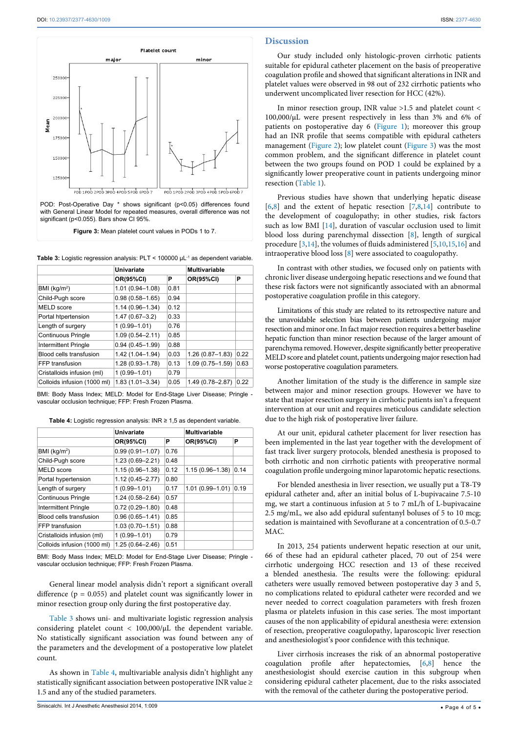POD: Post-Operative Day * shows significant ($p<0.05$) differences found with General Linear Model for repeated measures, overall difference was not significant ($p<0.055$). Bars show CI 95%.

**Figure 3:** Mean platelet count values in PODs 1 to 7.

**Table 3:** Logistic regression analysis: PLT < 100000 μL$^{-1}$ as dependent variable.

| | Univariate | | Multivariable | |
|---|---|---|---|---|
| | OR(95%CI) | P | OR(95%CI) | P |
| BMI (kg/m$^2$) | 1.01 (0.94–1.08) | 0.81 | | |
| Child-Pugh score | 0.98 (0.58–1.65) | 0.94 | | |
| MELD score | 1.14 (0.96–1.34) | 0.12 | | |
| Portal htpertension | 1.47 (0.67–3.2) | 0.33 | | |
| Length of surgery | 1 (0.99–1.01) | 0.76 | | |
| Continuous Pringle | 1.09 (0.54–2.11) | 0.85 | | |
| Intermittent Pringle | 0.94 (0.45–1.99) | 0.88 | | |
| Blood cells transfusion | 1.42 (1.04–1.94) | 0.03 | 1.26 (0.87–1.83) | 0.22 |
| FFP transfusion | 1.28 (0.93–1.78) | 0.13 | 1.09 (0.75–1.59) | 0.63 |
| Cristalloids infusion (ml) | 1 (0.99–1.01) | 0.79 | | |
| Colloids infusion (1000 ml) | 1.83 (1.01–3.34) | 0.05 | 1.49 (0.78–2.87) | 0.22 |

BMI: Body Mass Index; MELD: Model for End-Stage Liver Disease; Pringle - vascular occlusion technique; FFP: Fresh Frozen Plasma.

**Table 4:** Logistic regression analysis: INR ≥ 1,5 as dependent variable.

| | Univariate | | Multivariable | |
|---|---|---|---|---|
| | OR(95%CI) | P | OR(95%CI) | P |
| BMI (kg/m$^2$) | 0.99 (0.91–1.07) | 0.76 | | |
| Child-Pugh score | 1.23 (0.69–2.21) | 0.48 | | |
| MELD score | 1.15 (0.96–1.38) | 0.12 | 1.15 (0.96–1.38) | 0.14 |
| Portal hypertension | 1.12 (0.45–2.77) | 0.80 | | |
| Length of surgery | 1 (0.99–1.01) | 0.17 | 1.01 (0.99–1.01) | 0.19 |
| Continuous Pringle | 1.24 (0.58–2.64) | 0.57 | | |
| Intermittent Pringle | 0.72 (0.29–1.80) | 0.48 | | |
| Blood cells transfusion | 0.96 (0.65–1.41) | 0.85 | | |
| FFP transfusion | 1.03 (0.70–1.51) | 0.88 | | |
| Cristalloids infusion (ml) | 1 (0.99–1.01) | 0.79 | | |
| Colloids infusion (1000 ml) | 1.25 (0.64–2.46) | 0.51 | | |

BMI: Body Mass Index; MELD: Model for End-Stage Liver Disease; Pringle - vascular occlusion technique; FFP: Fresh Frozen Plasma.

General linear model analysis didn't report a significant overall difference ($p = 0.055$) and platelet count was significantly lower in minor resection group only during the first postoperative day.

Table 3 shows uni- and multivariate logistic regression analysis considering platelet count < 100,000/μL the dependent variable. No statistically significant association was found between any of the parameters and the development of a postoperative low platelet count.

As shown in Table 4, multivariable analysis didn't highlight any statistically significant association between postoperative INR value ≥ 1.5 and any of the studied parameters.

## Discussion

Our study included only histologic-proven cirrhotic patients suitable for epidural catheter placement on the basis of preoperative coagulation profile and showed that significant alterations in INR and platelet values were observed in 98 out of 232 cirrhotic patients who underwent uncomplicated liver resection for HCC (42%).

In minor resection group, INR value >1.5 and platelet count < 100,000/μL were present respectively in less than 3% and 6% of patients on postoperative day 6 (Figure 1); moreover this group had an INR profile that seems compatible with epidural catheters management (Figure 2); low platelet count (Figure 3) was the most common problem, and the significant difference in platelet count between the two groups found on POD 1 could be explained by a significantly lower preoperative count in patients undergoing minor resection (Table 1).

Previous studies have shown that underlying hepatic disease [6,8] and the extent of hepatic resection [7,8,14] contribute to the development of coagulopathy; in other studies, risk factors such as low BMI [14], duration of vascular occlusion used to limit blood loss during parenchymal dissection [8], length of surgical procedure [3,14], the volumes of fluids administered [5,10,15,16] and intraoperative blood loss [8] were associated to coagulopathy.

In contrast with other studies, we focused only on patients with chronic liver disease undergoing hepatic resections and we found that these risk factors were not significantly associated with an abnormal postoperative coagulation profile in this category.

Limitations of this study are related to its retrospective nature and the unavoidable selection bias between patients undergoing major resection and minor one. In fact major resection requires a better baseline hepatic function than minor resection because of the larger amount of parenchyma removed. However, despite significantly better preoperative MELD score and platelet count, patients undergoing major resection had worse postoperative coagulation parameters.

Another limitation of the study is the difference in sample size between major and minor resection groups. However we have to state that major resection surgery in cirrhotic patients isn't a frequent intervention at our unit and requires meticulous candidate selection due to the high risk of postoperative liver failure.

At our unit, epidural catheter placement for liver resection has been implemented in the last year together with the development of fast track liver surgery protocols, blended anesthesia is proposed to both cirrhotic and non cirrhotic patients with preoperative normal coagulation profile undergoing minor laparotomic hepatic resections.

For blended anesthesia in liver resection, we usually put a T8-T9 epidural catheter and, after an initial bolus of L-bupivacaine 7.5-10 mg, we start a continuous infusion at 5 to 7 mL/h of L-bupivacaine 2.5 mg/mL, we also add epidural sufentanyl boluses of 5 to 10 mcg; sedation is maintained with Sevoflurane at a concentration of 0.5-0.7 MAC.

In 2013, 254 patients underwent hepatic resection at our unit, 66 of these had an epidural catheter placed, 70 out of 254 were cirrhotic undergoing HCC resection and 13 of these received a blended anesthesia. The results were the following: epidural catheters were usually removed between postoperative day 3 and 5, no complications related to epidural catheter were recorded and we never needed to correct coagulation parameters with fresh frozen plasma or platelets infusion in this case series. The most important causes of the non applicability of epidural anesthesia were: extension of resection, preoperative coagulopathy, laparoscopic liver resection and anesthesiologist's poor confidence with this technique.

Liver cirrhosis increases the risk of an abnormal postoperative coagulation profile after hepatectomies, [6,8] hence the anesthesiologist should exercise caution in this subgroup when considering epidural catheter placement, due to the risks associated with the removal of the catheter during the postoperative period.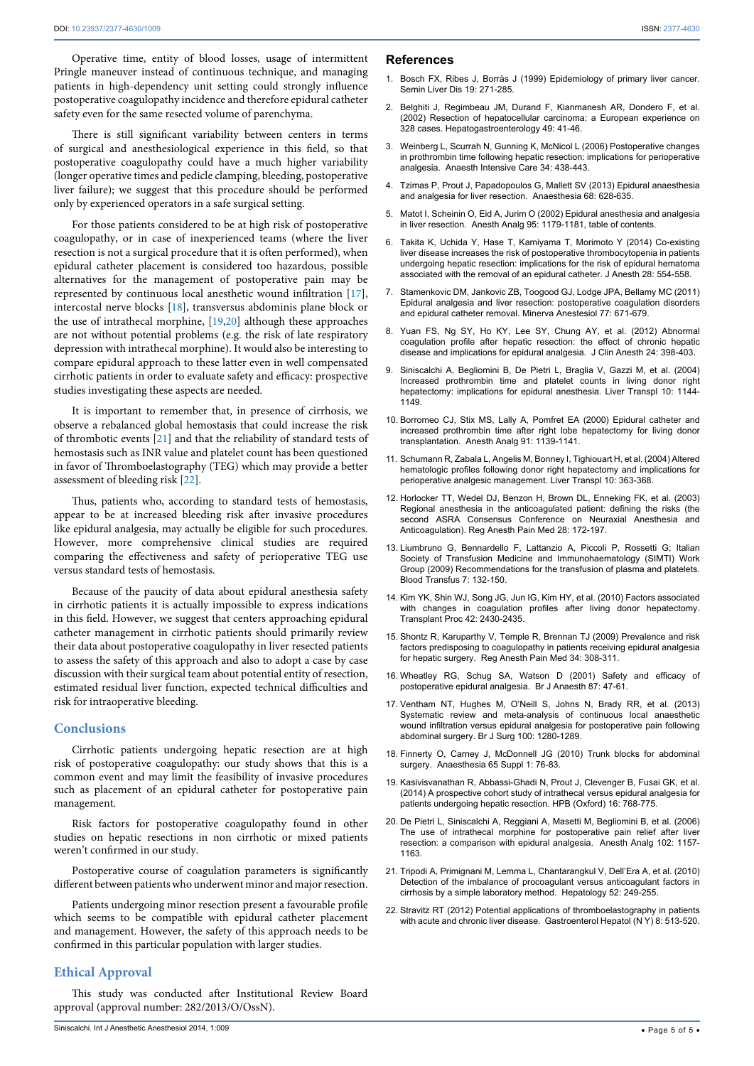Operative time, entity of blood losses, usage of intermittent Pringle maneuver instead of continuous technique, and managing patients in high-dependency unit setting could strongly influence postoperative coagulopathy incidence and therefore epidural catheter safety even for the same resected volume of parenchyma.

There is still significant variability between centers in terms of surgical and anesthesiological experience in this field, so that postoperative coagulopathy could have a much higher variability (longer operative times and pedicle clamping, bleeding, postoperative liver failure); we suggest that this procedure should be performed only by experienced operators in a safe surgical setting.

For those patients considered to be at high risk of postoperative coagulopathy, or in case of inexperienced teams (where the liver resection is not a surgical procedure that it is often performed), when epidural catheter placement is considered too hazardous, possible alternatives for the management of postoperative pain may be represented by continuous local anesthetic wound infiltration [17], intercostal nerve blocks [18], transversus abdominis plane block or the use of intrathecal morphine, [19,20] although these approaches are not without potential problems (e.g. the risk of late respiratory depression with intrathecal morphine). It would also be interesting to compare epidural approach to these latter even in well compensated cirrhotic patients in order to evaluate safety and efficacy: prospective studies investigating these aspects are needed.

It is important to remember that, in presence of cirrhosis, we observe a rebalanced global hemostasis that could increase the risk of thrombotic events [21] and that the reliability of standard tests of hemostasis such as INR value and platelet count has been questioned in favor of Thromboelastography (TEG) which may provide a better assessment of bleeding risk [22].

Thus, patients who, according to standard tests of hemostasis, appear to be at increased bleeding risk after invasive procedures like epidural analgesia, may actually be eligible for such procedures. However, more comprehensive clinical studies are required comparing the effectiveness and safety of perioperative TEG use versus standard tests of hemostasis.

Because of the paucity of data about epidural anesthesia safety in cirrhotic patients it is actually impossible to express indications in this field. However, we suggest that centers approaching epidural catheter management in cirrhotic patients should primarily review their data about postoperative coagulopathy in liver resected patients to assess the safety of this approach and also to adopt a case by case discussion with their surgical team about potential entity of resection, estimated residual liver function, expected technical difficulties and risk for intraoperative bleeding.

## Conclusions

Cirrhotic patients undergoing hepatic resection are at high risk of postoperative coagulopathy: our study shows that this is a common event and may limit the feasibility of invasive procedures such as placement of an epidural catheter for postoperative pain management.

Risk factors for postoperative coagulopathy found in other studies on hepatic resections in non cirrhotic or mixed patients weren't confirmed in our study.

Postoperative course of coagulation parameters is significantly different between patients who underwent minor and major resection.

Patients undergoing minor resection present a favourable profile which seems to be compatible with epidural catheter placement and management. However, the safety of this approach needs to be confirmed in this particular population with larger studies.

## Ethical Approval

This study was conducted after Institutional Review Board approval (approval number: 282/2013/O/OssN).

## References

1. Bosch FX, Ribes J, Borràs J (1999) Epidemiology of primary liver cancer. Semin Liver Dis 19: 271-285.
2. Belghiti J, Regimbeau JM, Durand F, Kianmanesh AR, Dondero F, et al. (2002) Resection of hepatocellular carcinoma: a European experience on 328 cases. Hepatogastroenterology 49: 41-46.
3. Weinberg L, Scurrah N, Gunning K, McNicol L (2006) Postoperative changes in prothrombin time following hepatic resection: implications for perioperative analgesia. Anaesth Intensive Care 34: 438-443.
4. Tzimas P, Prout J, Papadopoulos G, Mallett SV (2013) Epidural anaesthesia and analgesia for liver resection. Anaesthesia 68: 628-635.
5. Matot I, Scheinin O, Eid A, Jurim O (2002) Epidural anesthesia and analgesia in liver resection. Anesth Analg 95: 1179-1181, table of contents.
6. Takita K, Uchida Y, Hase T, Kamiyama T, Morimoto Y (2014) Co-existing liver disease increases the risk of postoperative thrombocytopenia in patients undergoing hepatic resection: implications for the risk of epidural hematoma associated with the removal of an epidural catheter. J Anesth 28: 554-558.
7. Stamenkovic DM, Jankovic ZB, Toogood GJ, Lodge JPA, Bellamy MC (2011) Epidural analgesia and liver resection: postoperative coagulation disorders and epidural catheter removal. Minerva Anestesiol 77: 671-679.
8. Yuan FS, Ng SY, Ho KY, Lee SY, Chung AY, et al. (2012) Abnormal coagulation profile after hepatic resection: the effect of chronic hepatic disease and implications for epidural analgesia. J Clin Anesth 24: 398-403.
9. Siniscalchi A, Begliomini B, De Pietri L, Braglia V, Gazzi M, et al. (2004) Increased prothrombin time and platelet counts in living donor right hepatectomy: implications for epidural anesthesia. Liver Transpl 10: 1144-1149.
10. Borromeo CJ, Stix MS, Lally A, Pomfret EA (2000) Epidural catheter and increased prothrombin time after right lobe hepatectomy for living donor transplantation. Anesth Analg 91: 1139-1141.
11. Schumann R, Zabala L, Angelis M, Bonney I, Tighiouart H, et al. (2004) Altered hematologic profiles following donor right hepatectomy and implications for perioperative analgesic management. Liver Transpl 10: 363-368.
12. Horlocker TT, Wedel DJ, Benzon H, Brown DL, Enneking FK, et al. (2003) Regional anesthesia in the anticoagulated patient: defining the risks (the second ASRA Consensus Conference on Neuraxial Anesthesia and Anticoagulation). Reg Anesth Pain Med 28: 172-197.
13. Liumbruno G, Bennardello F, Lattanzio A, Piccoli P, Rossetti G; Italian Society of Transfusion Medicine and Immunohaematology (SIMTI) Work Group (2009) Recommendations for the transfusion of plasma and platelets. Blood Transfus 7: 132-150.
14. Kim YK, Shin WJ, Song JG, Jun IG, Kim HY, et al. (2010) Factors associated with changes in coagulation profiles after living donor hepatectomy. Transplant Proc 42: 2430-2435.
15. Shontz R, Karuparthy V, Temple R, Brennan TJ (2009) Prevalence and risk factors predisposing to coagulopathy in patients receiving epidural analgesia for hepatic surgery. Reg Anesth Pain Med 34: 308-311.
16. Wheatley RG, Schug SA, Watson D (2001) Safety and efficacy of postoperative epidural analgesia. Br J Anaesth 87: 47-61.
17. Ventham NT, Hughes M, O'Neill S, Johns N, Brady RR, et al. (2013) Systematic review and meta-analysis of continuous local anaesthetic wound infiltration versus epidural analgesia for postoperative pain following abdominal surgery. Br J Surg 100: 1280-1289.
18. Finnerty O, Carney J, McDonnell JG (2010) Trunk blocks for abdominal surgery. Anaesthesia 65 Suppl 1: 76-83.
19. Kasivisvanathan R, Abbassi-Ghadi N, Prout J, Clevenger B, Fusai GK, et al. (2014) A prospective cohort study of intrathecal versus epidural analgesia for patients undergoing hepatic resection. HPB (Oxford) 16: 768-775.
20. De Pietri L, Siniscalchi A, Reggiani A, Masetti M, Begliomini B, et al. (2006) The use of intrathecal morphine for postoperative pain relief after liver resection: a comparison with epidural analgesia. Anesth Analg 102: 1157-1163.
21. Tripodi A, Primignani M, Lemma L, Chantarangkul V, Dell'Era A, et al. (2010) Detection of the imbalance of procoagulant versus anticoagulant factors in cirrhosis by a simple laboratory method. Hepatology 52: 249-255.
22. Stravitz RT (2012) Potential applications of thromboelastography in patients with acute and chronic liver disease. Gastroenterol Hepatol (N Y) 8: 513-520.